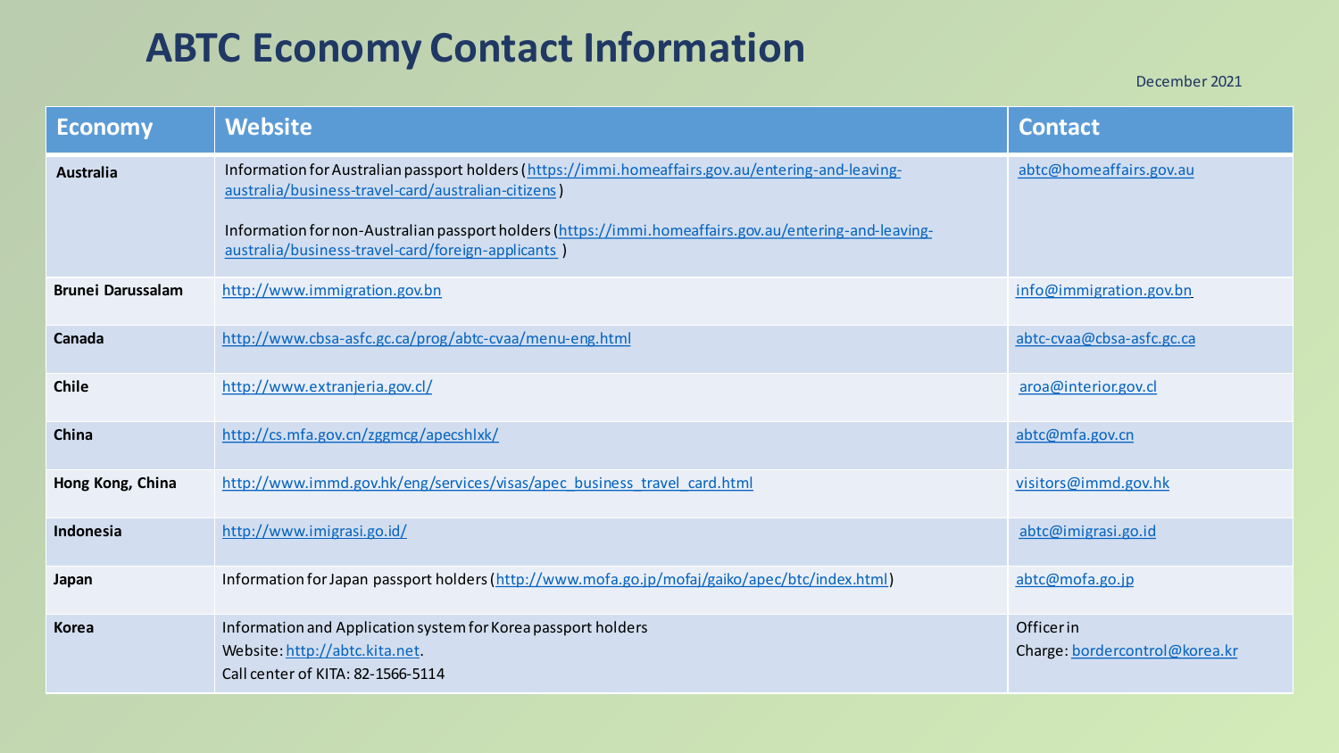# ABTC Economy Contact Information

December 2021

| Economy | Website | Contact |
|---|---|---|
| **Australia** | Information for Australian passport holders (https://immi.homeaffairs.gov.au/entering-and-leaving-australia/business-travel-card/australian-citizens)<br><br>Information for non-Australian passport holders (https://immi.homeaffairs.gov.au/entering-and-leaving-australia/business-travel-card/foreign-applicants) | abtc@homeaffairs.gov.au |
| **Brunei Darussalam** | http://www.immigration.gov.bn | info@immigration.gov.bn |
| **Canada** | http://www.cbsa-asfc.gc.ca/prog/abtc-cvaa/menu-eng.html | abtc-cvaa@cbsa-asfc.gc.ca |
| **Chile** | http://www.extranjeria.gov.cl/ | aroa@interior.gov.cl |
| **China** | http://cs.mfa.gov.cn/zggmcg/apecshlxk/ | abtc@mfa.gov.cn |
| **Hong Kong, China** | http://www.immd.gov.hk/eng/services/visas/apec_business_travel_card.html | visitors@immd.gov.hk |
| **Indonesia** | http://www.imigrasi.go.id/ | abtc@imigrasi.go.id |
| **Japan** | Information for Japan passport holders (http://www.mofa.go.jp/mofaj/gaiko/apec/btc/index.html) | abtc@mofa.go.jp |
| **Korea** | Information and Application system for Korea passport holders<br>Website: http://abtc.kita.net.<br>Call center of KITA: 82-1566-5114 | Officer in Charge: bordercontrol@korea.kr |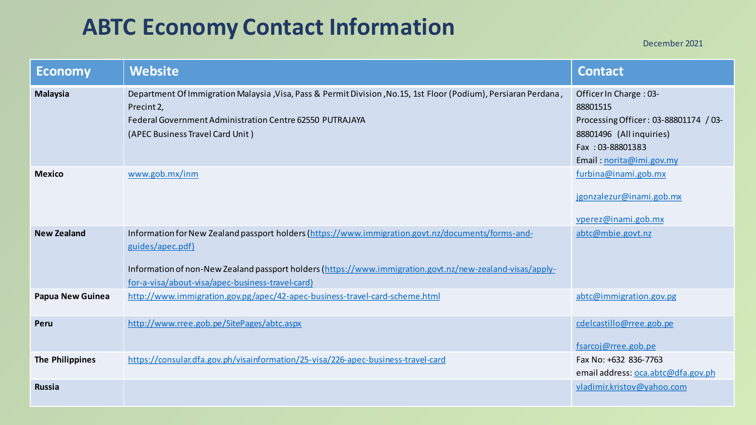# ABTC Economy Contact Information

December 2021

| Economy | Website | Contact |
|---|---|---|
| **Malaysia** | Department Of Immigration Malaysia ,Visa, Pass & Permit Division ,No.15, 1st Floor (Podium), Persiaran Perdana , Precint 2,<br>Federal Government Administration Centre 62550 PUTRAJAYA<br>(APEC Business Travel Card Unit ) | Officer In Charge : 03-88801515<br>Processing Officer : 03-88801174 / 03-88801496 (All inquiries)<br>Fax : 03-88801383<br>Email : norita@imi.gov.my |
| **Mexico** | www.gob.mx/inm | furbina@inami.gob.mx<br><br>jgonzalezur@inami.gob.mx<br><br>vperez@inami.gob.mx |
| **New Zealand** | Information for New Zealand passport holders (https://www.immigration.govt.nz/documents/forms-and-guides/apec.pdf)<br><br>Information of non-New Zealand passport holders (https://www.immigration.govt.nz/new-zealand-visas/apply-for-a-visa/about-visa/apec-business-travel-card) | abtc@mbie.govt.nz |
| **Papua New Guinea** | http://www.immigration.gov.pg/apec/42-apec-business-travel-card-scheme.html | abtc@immigration.gov.pg |
| **Peru** | http://www.rree.gob.pe/SitePages/abtc.aspx | cdelcastillo@rree.gob.pe<br><br>fsarcoj@rree.gob.pe |
| **The Philippines** | https://consular.dfa.gov.ph/visainformation/25-visa/226-apec-business-travel-card | Fax No: +632 836-7763<br>email address: oca.abtc@dfa.gov.ph |
| **Russia** | | vladimir.kristov@yahoo.com |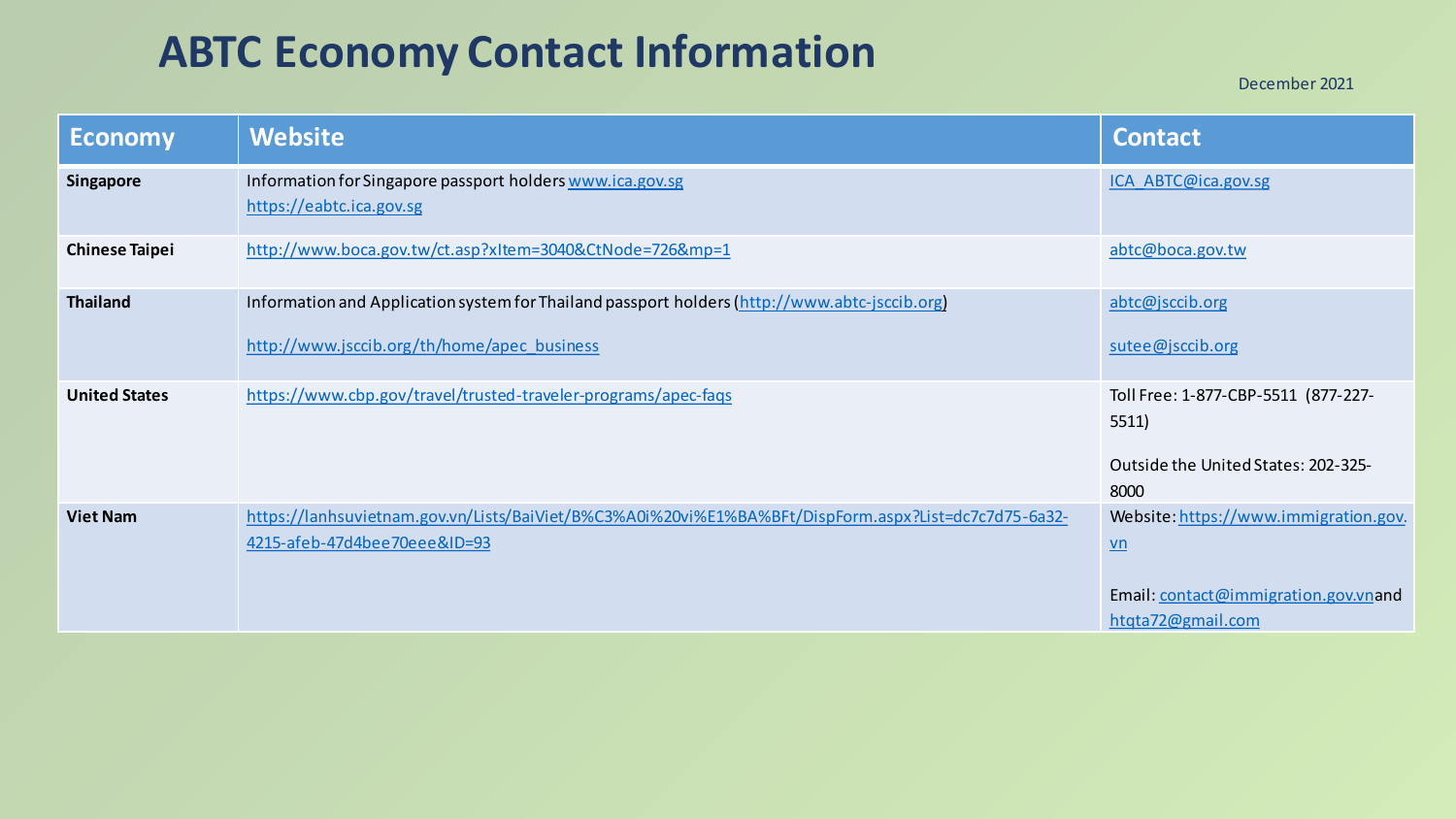# ABTC Economy Contact Information

December 2021

| Economy | Website | Contact |
|---|---|---|
| **Singapore** | Information for Singapore passport holders www.ica.gov.sg<br>https://eabtc.ica.gov.sg | ICA_ABTC@ica.gov.sg |
| **Chinese Taipei** | http://www.boca.gov.tw/ct.asp?xItem=3040&CtNode=726&mp=1 | abtc@boca.gov.tw |
| **Thailand** | Information and Application system for Thailand passport holders (http://www.abtc-jsccib.org)<br><br>http://www.jsccib.org/th/home/apec_business | abtc@jsccib.org<br><br>sutee@jsccib.org |
| **United States** | https://www.cbp.gov/travel/trusted-traveler-programs/apec-faqs | Toll Free: 1-877-CBP-5511 (877-227-5511)<br><br>Outside the United States: 202-325-8000 |
| **Viet Nam** | https://lanhsuvietnam.gov.vn/Lists/BaiViet/B%C3%A0i%20vi%E1%BA%BFt/DispForm.aspx?List=dc7c7d75-6a32-4215-afeb-47d4bee70eee&ID=93 | Website: https://www.immigration.gov.vn<br><br>Email: contact@immigration.gov.vn and htqta72@gmail.com |